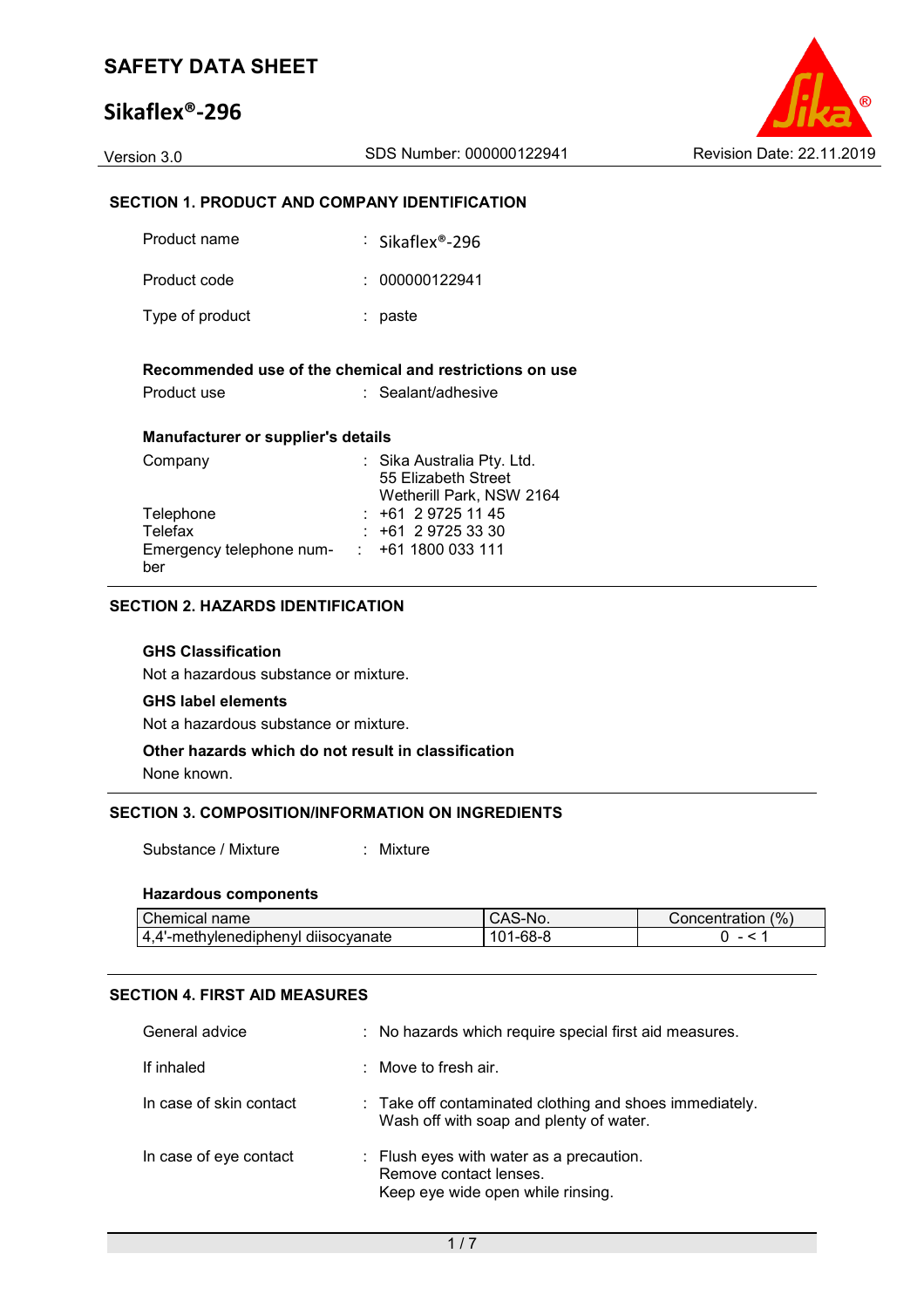# SAFETY DATA SHEET

## Sikaflex®-296

Version 3.0 SDS Number: 000000122941 Revision Date: 22.11.2019

### SECTION 1. PRODUCT AND COMPANY IDENTIFICATION

| | | |
|---|---|---|
| Product name | : | Sikaflex®-296 |
| Product code | : | 000000122941 |
| Type of product | : | paste |

**Recommended use of the chemical and restrictions on use**

| | | |
|---|---|---|
| Product use | : | Sealant/adhesive |

**Manufacturer or supplier's details**

| | | |
|---|---|---|
| Company | : | Sika Australia Pty. Ltd.<br>55 Elizabeth Street<br>Wetherill Park, NSW 2164 |
| Telephone | : | +61 2 9725 11 45 |
| Telefax | : | +61 2 9725 33 30 |
| Emergency telephone number | : | +61 1800 033 111 |

### SECTION 2. HAZARDS IDENTIFICATION

**GHS Classification**

Not a hazardous substance or mixture.

**GHS label elements**

Not a hazardous substance or mixture.

**Other hazards which do not result in classification**

None known.

### SECTION 3. COMPOSITION/INFORMATION ON INGREDIENTS

| | | |
|---|---|---|
| Substance / Mixture | : | Mixture |

**Hazardous components**

| Chemical name | CAS-No. | Concentration (%) |
|---|---|---|
| 4,4'-methylenediphenyl diisocyanate | 101-68-8 | 0 - < 1 |

### SECTION 4. FIRST AID MEASURES

| | | |
|---|---|---|
| General advice | : | No hazards which require special first aid measures. |
| If inhaled | : | Move to fresh air. |
| In case of skin contact | : | Take off contaminated clothing and shoes immediately.<br>Wash off with soap and plenty of water. |
| In case of eye contact | : | Flush eyes with water as a precaution.<br>Remove contact lenses.<br>Keep eye wide open while rinsing. |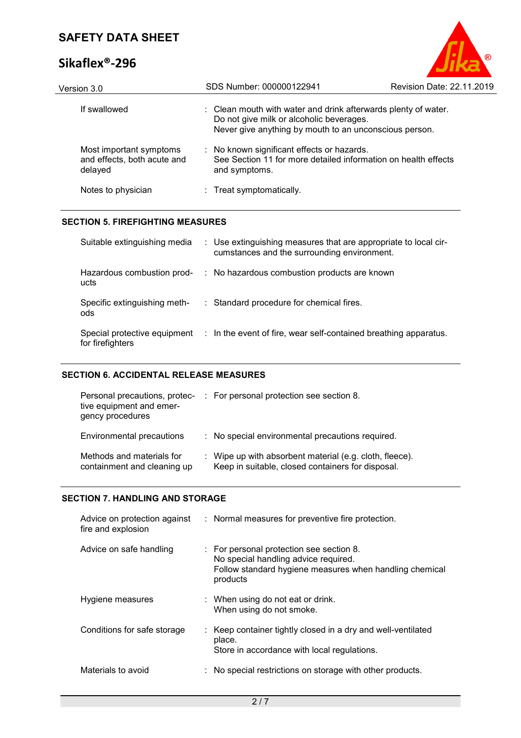| | |
|---|---|
| If swallowed | : Clean mouth with water and drink afterwards plenty of water.<br>Do not give milk or alcoholic beverages.<br>Never give anything by mouth to an unconscious person. |
| Most important symptoms and effects, both acute and delayed | : No known significant effects or hazards.<br>See Section 11 for more detailed information on health effects and symptoms. |
| Notes to physician | : Treat symptomatically. |

## SECTION 5. FIREFIGHTING MEASURES

| | |
|---|---|
| Suitable extinguishing media | : Use extinguishing measures that are appropriate to local circumstances and the surrounding environment. |
| Hazardous combustion products | : No hazardous combustion products are known |
| Specific extinguishing methods | : Standard procedure for chemical fires. |
| Special protective equipment for firefighters | : In the event of fire, wear self-contained breathing apparatus. |

## SECTION 6. ACCIDENTAL RELEASE MEASURES

| | |
|---|---|
| Personal precautions, protective equipment and emergency procedures | : For personal protection see section 8. |
| Environmental precautions | : No special environmental precautions required. |
| Methods and materials for containment and cleaning up | : Wipe up with absorbent material (e.g. cloth, fleece).<br>Keep in suitable, closed containers for disposal. |

## SECTION 7. HANDLING AND STORAGE

| | |
|---|---|
| Advice on protection against fire and explosion | : Normal measures for preventive fire protection. |
| Advice on safe handling | : For personal protection see section 8.<br>No special handling advice required.<br>Follow standard hygiene measures when handling chemical products |
| Hygiene measures | : When using do not eat or drink.<br>When using do not smoke. |
| Conditions for safe storage | : Keep container tightly closed in a dry and well-ventilated place.<br>Store in accordance with local regulations. |
| Materials to avoid | : No special restrictions on storage with other products. |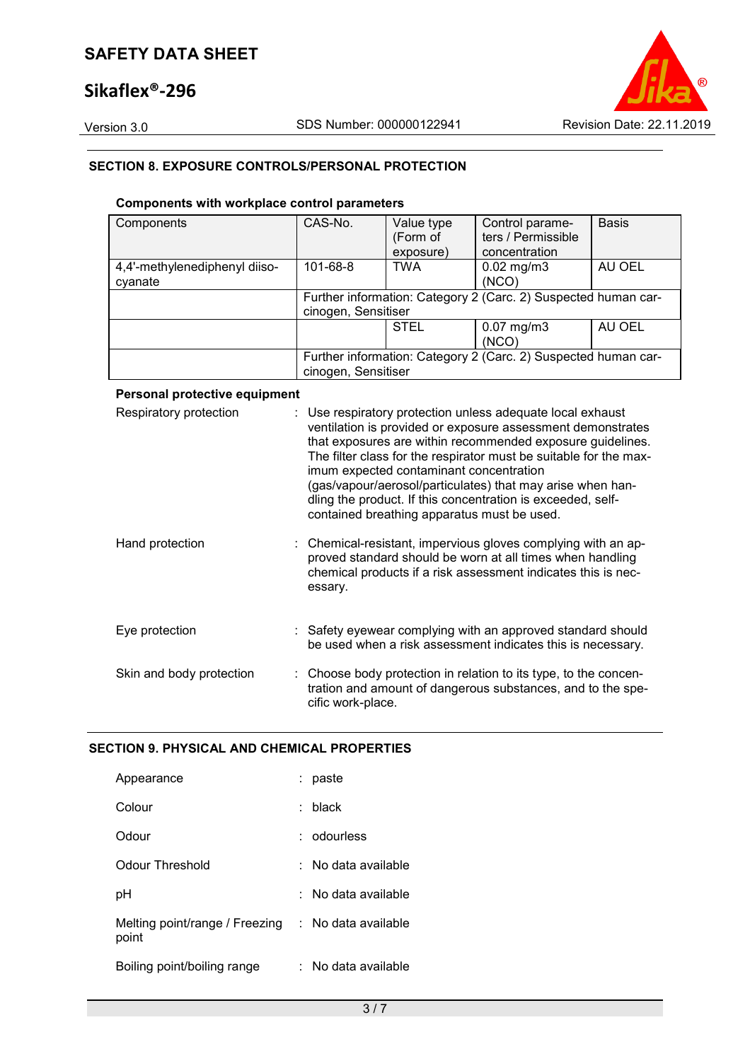## SECTION 8. EXPOSURE CONTROLS/PERSONAL PROTECTION

**Components with workplace control parameters**

| Components | CAS-No. | Value type (Form of exposure) | Control parameters / Permissible concentration | Basis |
|---|---|---|---|---|
| 4,4'-methylenediphenyl diisocyanate | 101-68-8 | TWA | 0.02 mg/m3 (NCO) | AU OEL |
| | Further information: Category 2 (Carc. 2) Suspected human carcinogen, Sensitiser | | | |
| | | STEL | 0.07 mg/m3 (NCO) | AU OEL |
| | Further information: Category 2 (Carc. 2) Suspected human carcinogen, Sensitiser | | | |

**Personal protective equipment**

Respiratory protection : Use respiratory protection unless adequate local exhaust ventilation is provided or exposure assessment demonstrates that exposures are within recommended exposure guidelines. The filter class for the respirator must be suitable for the maximum expected contaminant concentration (gas/vapour/aerosol/particulates) that may arise when handling the product. If this concentration is exceeded, self-contained breathing apparatus must be used.

Hand protection : Chemical-resistant, impervious gloves complying with an approved standard should be worn at all times when handling chemical products if a risk assessment indicates this is necessary.

Eye protection : Safety eyewear complying with an approved standard should be used when a risk assessment indicates this is necessary.

Skin and body protection : Choose body protection in relation to its type, to the concentration and amount of dangerous substances, and to the specific work-place.

## SECTION 9. PHYSICAL AND CHEMICAL PROPERTIES

Appearance : paste

Colour : black

Odour : odourless

Odour Threshold : No data available

pH : No data available

Melting point/range / Freezing point : No data available

Boiling point/boiling range : No data available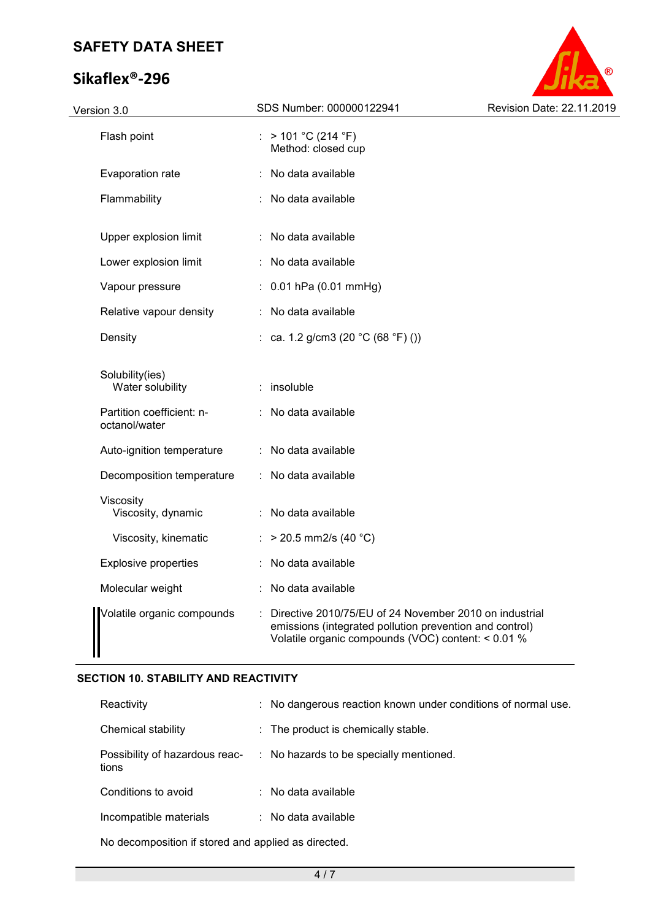| | | |
|---|---|---|
| Flash point | : | > 101 °C (214 °F)<br>Method: closed cup |
| Evaporation rate | : | No data available |
| Flammability | : | No data available |
| Upper explosion limit | : | No data available |
| Lower explosion limit | : | No data available |
| Vapour pressure | : | 0.01 hPa (0.01 mmHg) |
| Relative vapour density | : | No data available |
| Density | : | ca. 1.2 g/cm3 (20 °C (68 °F) ()) |
| Solubility(ies)<br>Water solubility | : | insoluble |
| Partition coefficient: n-octanol/water | : | No data available |
| Auto-ignition temperature | : | No data available |
| Decomposition temperature | : | No data available |
| Viscosity<br>Viscosity, dynamic | : | No data available |
| Viscosity, kinematic | : | > 20.5 mm2/s (40 °C) |
| Explosive properties | : | No data available |
| Molecular weight | : | No data available |
| Volatile organic compounds | : | Directive 2010/75/EU of 24 November 2010 on industrial emissions (integrated pollution prevention and control)<br>Volatile organic compounds (VOC) content: < 0.01 % |

## SECTION 10. STABILITY AND REACTIVITY

| | | |
|---|---|---|
| Reactivity | : | No dangerous reaction known under conditions of normal use. |
| Chemical stability | : | The product is chemically stable. |
| Possibility of hazardous reactions | : | No hazards to be specially mentioned. |
| Conditions to avoid | : | No data available |
| Incompatible materials | : | No data available |

No decomposition if stored and applied as directed.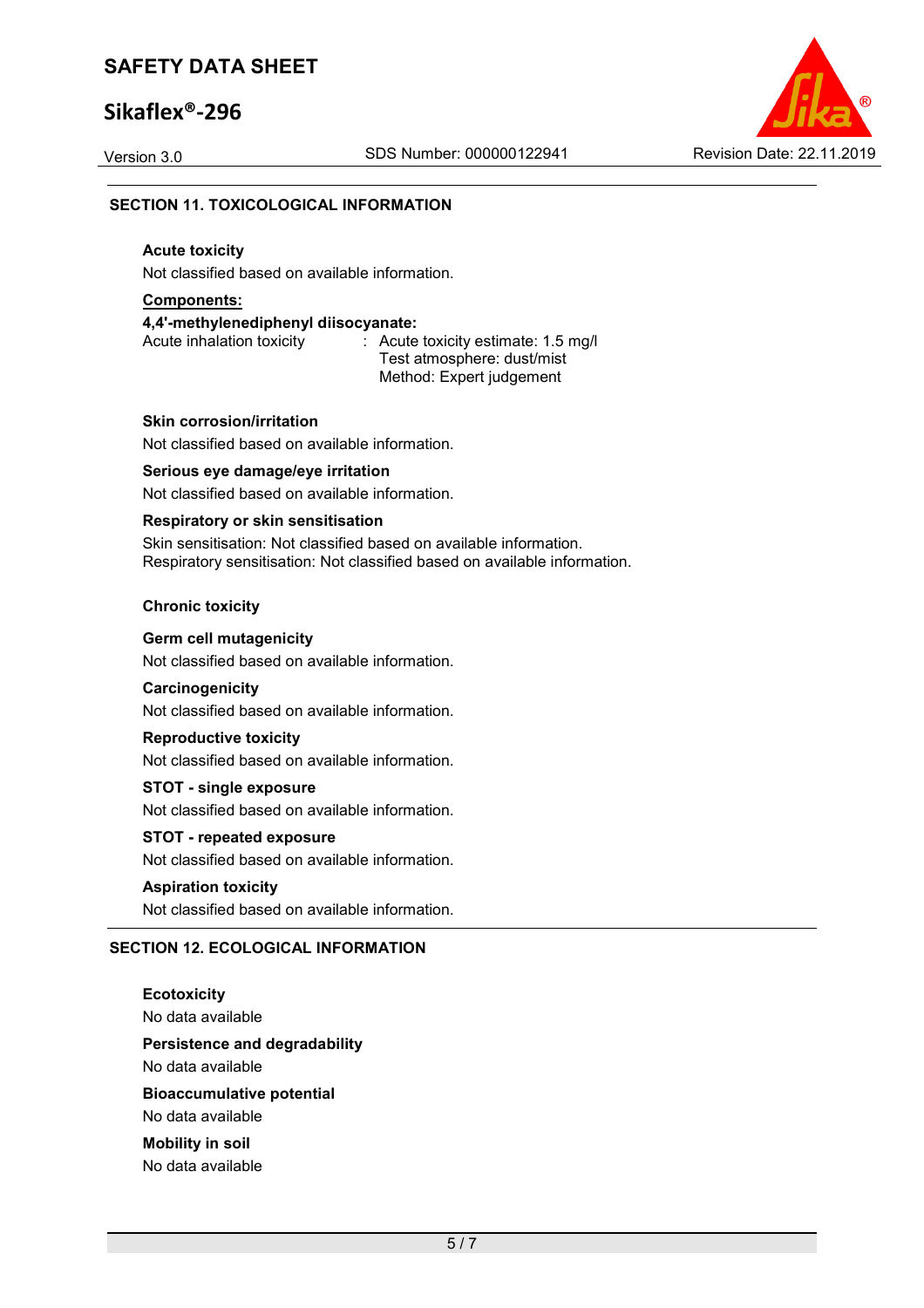## SECTION 11. TOXICOLOGICAL INFORMATION

### Acute toxicity

Not classified based on available information.

**Components:**

**4,4'-methylenediphenyl diisocyanate:**

Acute inhalation toxicity : Acute toxicity estimate: 1.5 mg/l
Test atmosphere: dust/mist
Method: Expert judgement

### Skin corrosion/irritation

Not classified based on available information.

### Serious eye damage/eye irritation

Not classified based on available information.

### Respiratory or skin sensitisation

Skin sensitisation: Not classified based on available information.
Respiratory sensitisation: Not classified based on available information.

### Chronic toxicity

### Germ cell mutagenicity

Not classified based on available information.

### Carcinogenicity

Not classified based on available information.

### Reproductive toxicity

Not classified based on available information.

### STOT - single exposure

Not classified based on available information.

### STOT - repeated exposure

Not classified based on available information.

### Aspiration toxicity

Not classified based on available information.

## SECTION 12. ECOLOGICAL INFORMATION

### Ecotoxicity

No data available

### Persistence and degradability

No data available

### Bioaccumulative potential

No data available

### Mobility in soil

No data available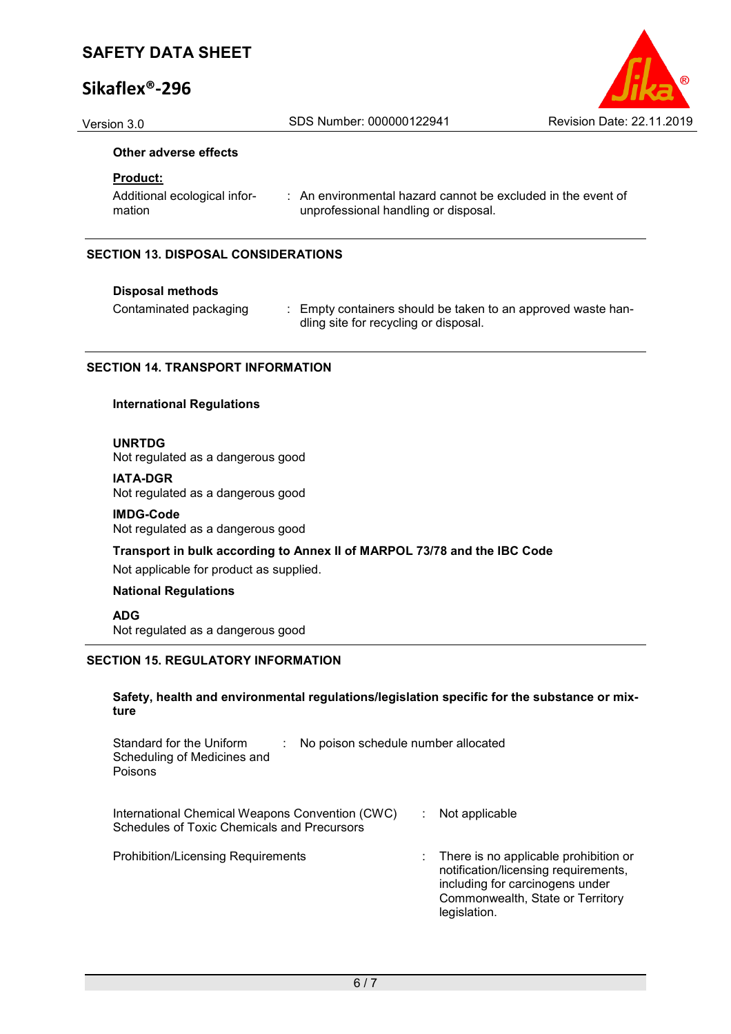**Other adverse effects**

**Product:**

| | |
|---|---|
| Additional ecological information | : An environmental hazard cannot be excluded in the event of unprofessional handling or disposal. |

## SECTION 13. DISPOSAL CONSIDERATIONS

**Disposal methods**

| | |
|---|---|
| Contaminated packaging | : Empty containers should be taken to an approved waste handling site for recycling or disposal. |

## SECTION 14. TRANSPORT INFORMATION

**International Regulations**

**UNRTDG**
Not regulated as a dangerous good

**IATA-DGR**
Not regulated as a dangerous good

**IMDG-Code**
Not regulated as a dangerous good

**Transport in bulk according to Annex II of MARPOL 73/78 and the IBC Code**

Not applicable for product as supplied.

**National Regulations**

**ADG**
Not regulated as a dangerous good

## SECTION 15. REGULATORY INFORMATION

**Safety, health and environmental regulations/legislation specific for the substance or mixture**

| | |
|---|---|
| Standard for the Uniform Scheduling of Medicines and Poisons | : No poison schedule number allocated |
| International Chemical Weapons Convention (CWC) Schedules of Toxic Chemicals and Precursors | : Not applicable |
| Prohibition/Licensing Requirements | : There is no applicable prohibition or notification/licensing requirements, including for carcinogens under Commonwealth, State or Territory legislation. |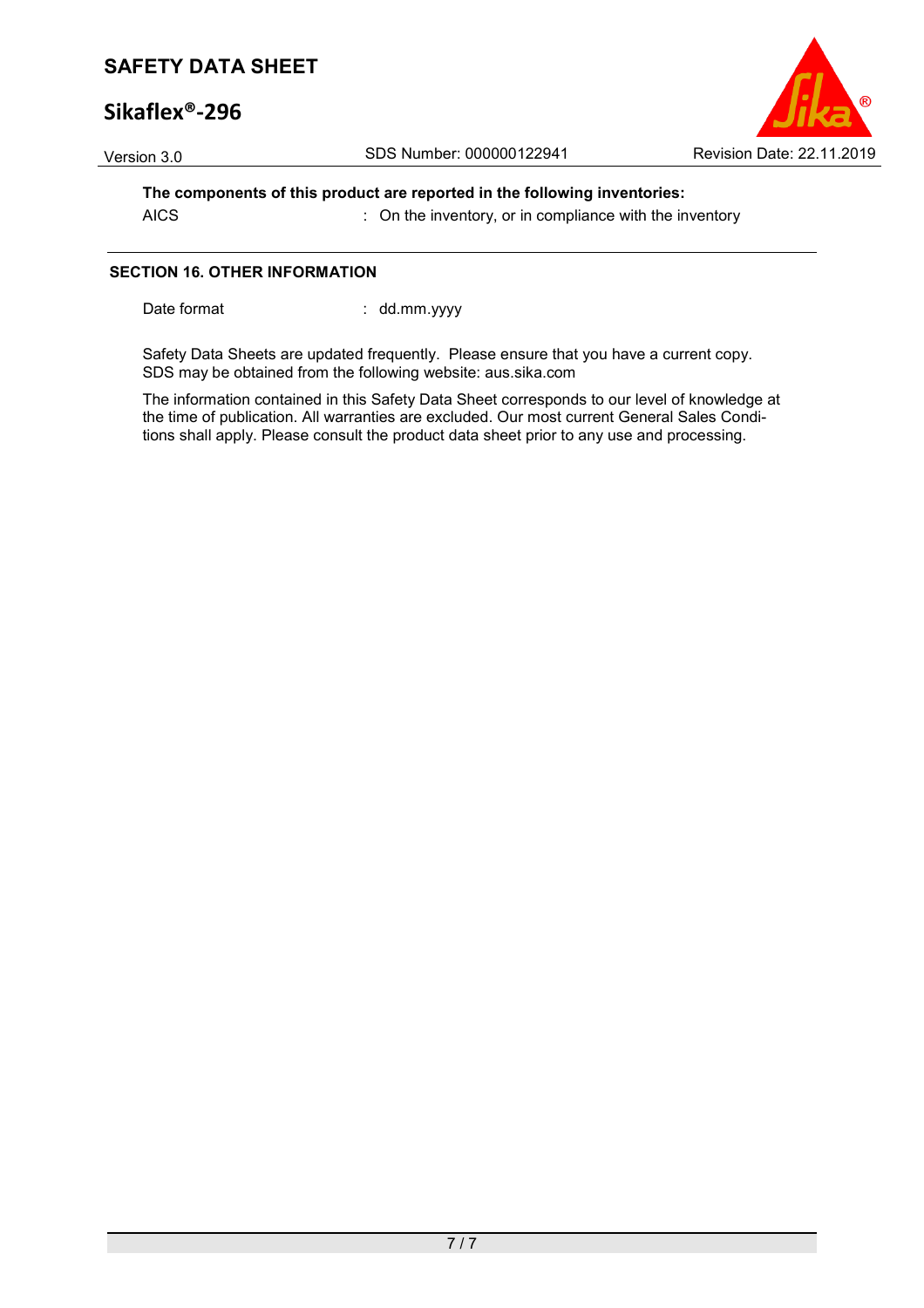**The components of this product are reported in the following inventories:**

AICS : On the inventory, or in compliance with the inventory

## SECTION 16. OTHER INFORMATION

Date format : dd.mm.yyyy

Safety Data Sheets are updated frequently. Please ensure that you have a current copy. SDS may be obtained from the following website: aus.sika.com

The information contained in this Safety Data Sheet corresponds to our level of knowledge at the time of publication. All warranties are excluded. Our most current General Sales Conditions shall apply. Please consult the product data sheet prior to any use and processing.